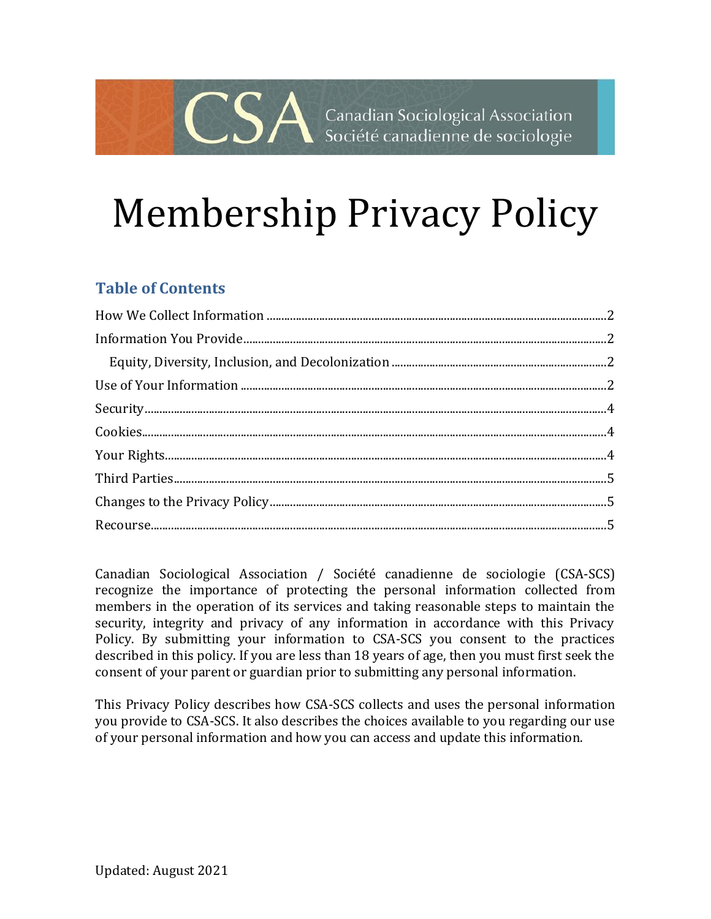CSA Canadian Sociological Association
Société canadienne de sociologie

# Membership Privacy Policy

## Table of Contents

How We Collect Information ..... 2
Information You Provide ..... 2
  Equity, Diversity, Inclusion, and Decolonization ..... 2
Use of Your Information ..... 2
Security ..... 4
Cookies ..... 4
Your Rights ..... 4
Third Parties ..... 5
Changes to the Privacy Policy ..... 5
Recourse ..... 5

Canadian Sociological Association / Société canadienne de sociologie (CSA-SCS) recognize the importance of protecting the personal information collected from members in the operation of its services and taking reasonable steps to maintain the security, integrity and privacy of any information in accordance with this Privacy Policy. By submitting your information to CSA-SCS you consent to the practices described in this policy. If you are less than 18 years of age, then you must first seek the consent of your parent or guardian prior to submitting any personal information.

This Privacy Policy describes how CSA-SCS collects and uses the personal information you provide to CSA-SCS. It also describes the choices available to you regarding our use of your personal information and how you can access and update this information.

Updated: August 2021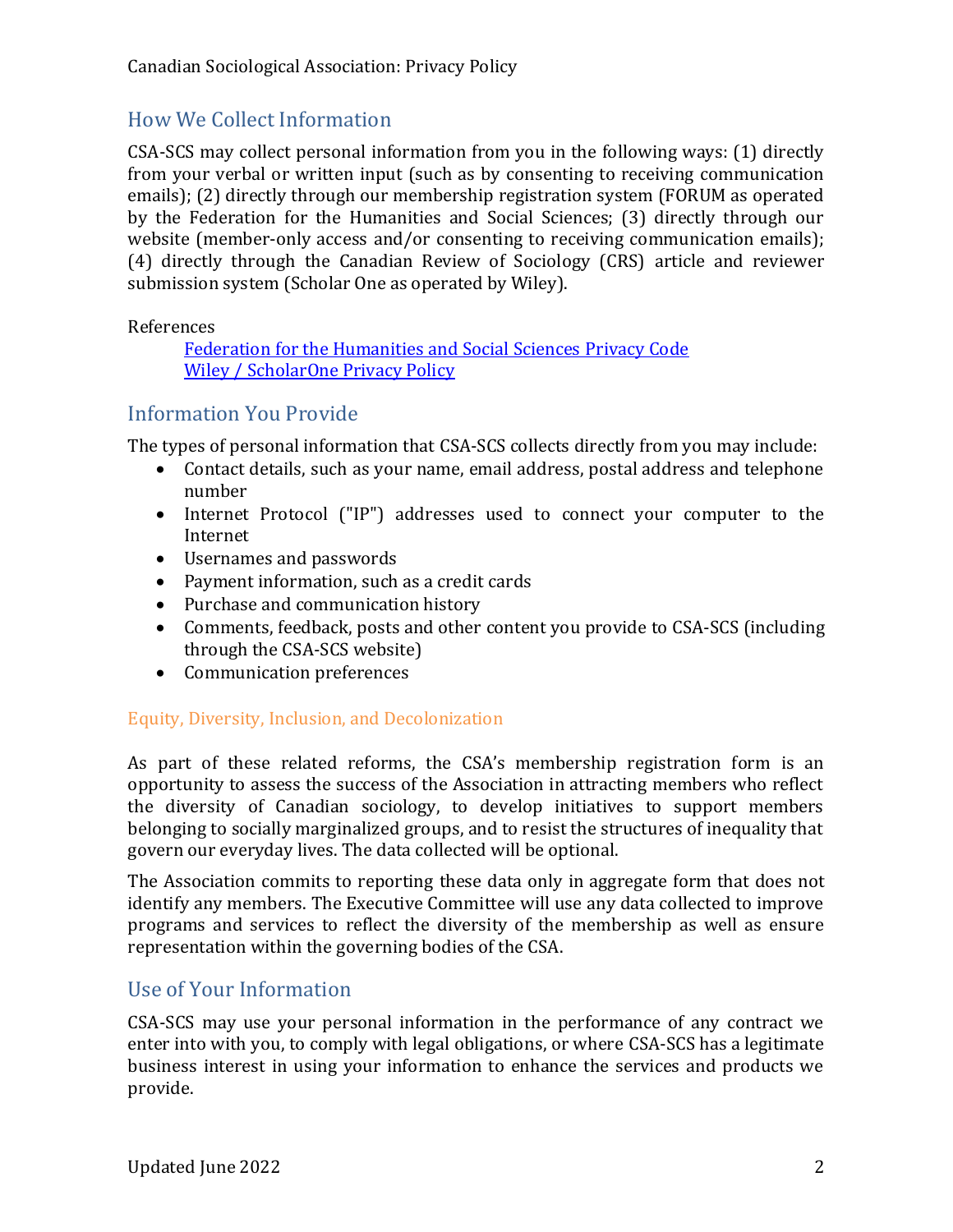## How We Collect Information

CSA-SCS may collect personal information from you in the following ways: (1) directly from your verbal or written input (such as by consenting to receiving communication emails); (2) directly through our membership registration system (FORUM as operated by the Federation for the Humanities and Social Sciences; (3) directly through our website (member-only access and/or consenting to receiving communication emails); (4) directly through the Canadian Review of Sociology (CRS) article and reviewer submission system (Scholar One as operated by Wiley).

References

> [Federation for the Humanities and Social Sciences Privacy Code]()
> [Wiley / ScholarOne Privacy Policy]()

## Information You Provide

The types of personal information that CSA-SCS collects directly from you may include:

- Contact details, such as your name, email address, postal address and telephone number
- Internet Protocol ("IP") addresses used to connect your computer to the Internet
- Usernames and passwords
- Payment information, such as a credit cards
- Purchase and communication history
- Comments, feedback, posts and other content you provide to CSA-SCS (including through the CSA-SCS website)
- Communication preferences

### Equity, Diversity, Inclusion, and Decolonization

As part of these related reforms, the CSA's membership registration form is an opportunity to assess the success of the Association in attracting members who reflect the diversity of Canadian sociology, to develop initiatives to support members belonging to socially marginalized groups, and to resist the structures of inequality that govern our everyday lives. The data collected will be optional.

The Association commits to reporting these data only in aggregate form that does not identify any members. The Executive Committee will use any data collected to improve programs and services to reflect the diversity of the membership as well as ensure representation within the governing bodies of the CSA.

## Use of Your Information

CSA-SCS may use your personal information in the performance of any contract we enter into with you, to comply with legal obligations, or where CSA-SCS has a legitimate business interest in using your information to enhance the services and products we provide.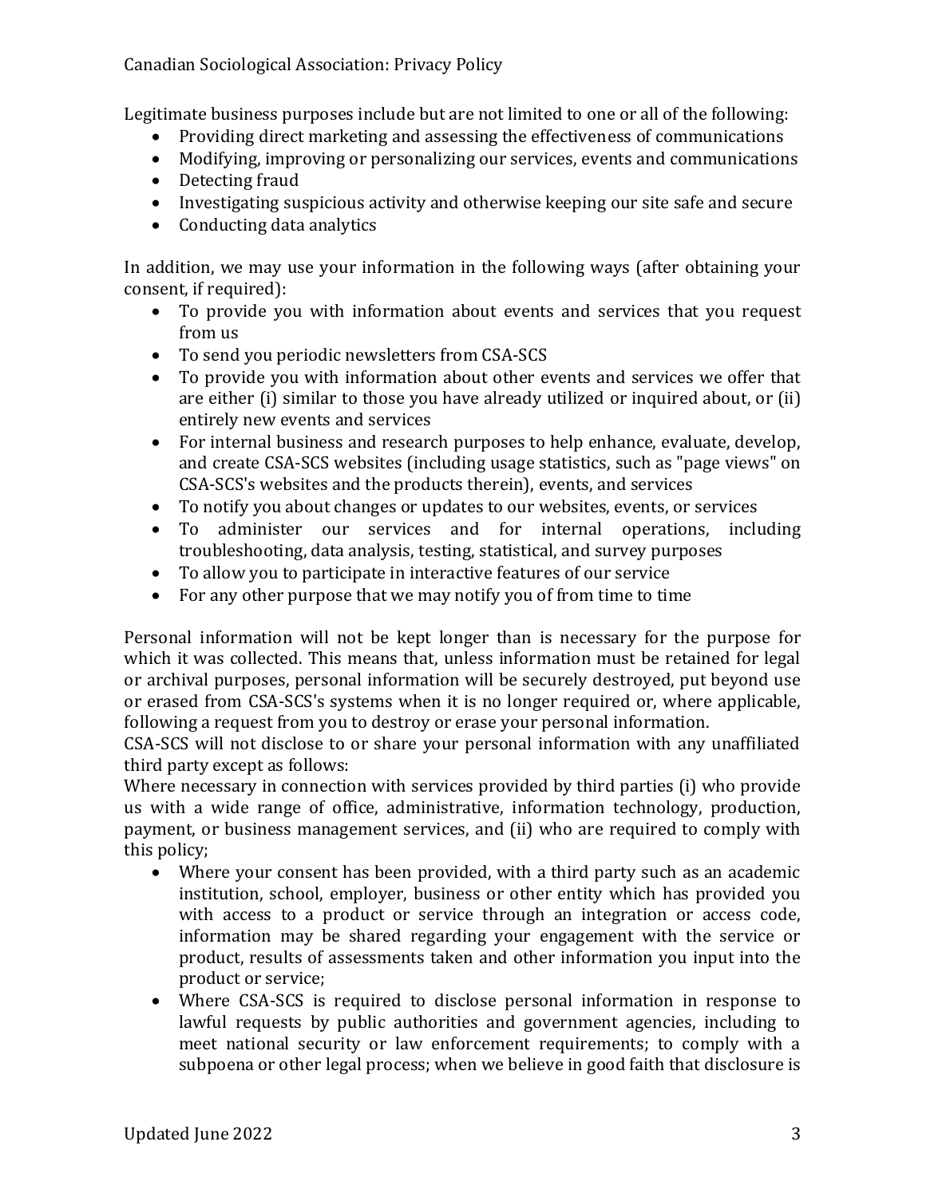Legitimate business purposes include but are not limited to one or all of the following:

- Providing direct marketing and assessing the effectiveness of communications
- Modifying, improving or personalizing our services, events and communications
- Detecting fraud
- Investigating suspicious activity and otherwise keeping our site safe and secure
- Conducting data analytics

In addition, we may use your information in the following ways (after obtaining your consent, if required):

- To provide you with information about events and services that you request from us
- To send you periodic newsletters from CSA-SCS
- To provide you with information about other events and services we offer that are either (i) similar to those you have already utilized or inquired about, or (ii) entirely new events and services
- For internal business and research purposes to help enhance, evaluate, develop, and create CSA-SCS websites (including usage statistics, such as "page views" on CSA-SCS's websites and the products therein), events, and services
- To notify you about changes or updates to our websites, events, or services
- To administer our services and for internal operations, including troubleshooting, data analysis, testing, statistical, and survey purposes
- To allow you to participate in interactive features of our service
- For any other purpose that we may notify you of from time to time

Personal information will not be kept longer than is necessary for the purpose for which it was collected. This means that, unless information must be retained for legal or archival purposes, personal information will be securely destroyed, put beyond use or erased from CSA-SCS's systems when it is no longer required or, where applicable, following a request from you to destroy or erase your personal information.

CSA-SCS will not disclose to or share your personal information with any unaffiliated third party except as follows:

Where necessary in connection with services provided by third parties (i) who provide us with a wide range of office, administrative, information technology, production, payment, or business management services, and (ii) who are required to comply with this policy;

- Where your consent has been provided, with a third party such as an academic institution, school, employer, business or other entity which has provided you with access to a product or service through an integration or access code, information may be shared regarding your engagement with the service or product, results of assessments taken and other information you input into the product or service;
- Where CSA-SCS is required to disclose personal information in response to lawful requests by public authorities and government agencies, including to meet national security or law enforcement requirements; to comply with a subpoena or other legal process; when we believe in good faith that disclosure is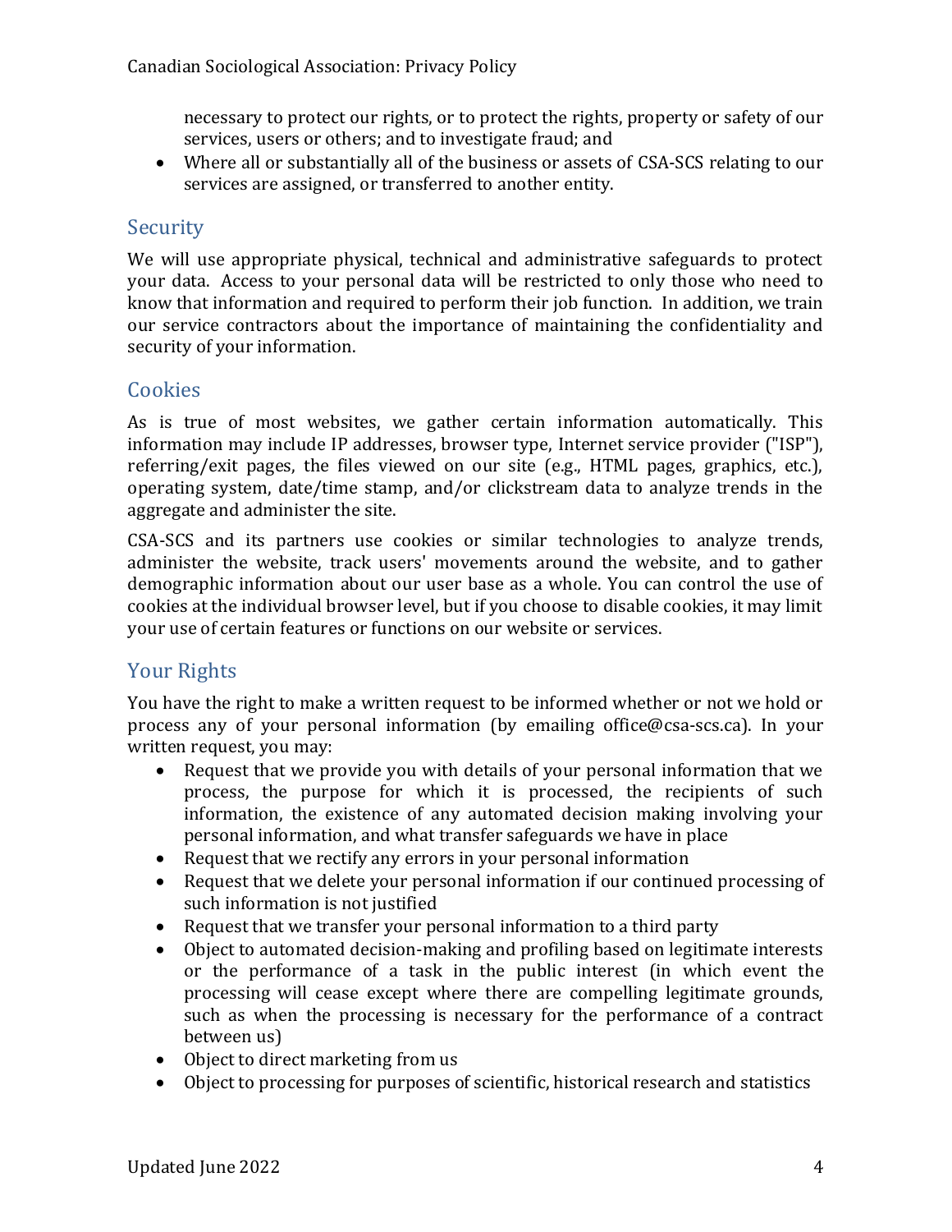necessary to protect our rights, or to protect the rights, property or safety of our services, users or others; and to investigate fraud; and

- Where all or substantially all of the business or assets of CSA-SCS relating to our services are assigned, or transferred to another entity.

## Security

We will use appropriate physical, technical and administrative safeguards to protect your data. Access to your personal data will be restricted to only those who need to know that information and required to perform their job function. In addition, we train our service contractors about the importance of maintaining the confidentiality and security of your information.

## Cookies

As is true of most websites, we gather certain information automatically. This information may include IP addresses, browser type, Internet service provider ("ISP"), referring/exit pages, the files viewed on our site (e.g., HTML pages, graphics, etc.), operating system, date/time stamp, and/or clickstream data to analyze trends in the aggregate and administer the site.

CSA-SCS and its partners use cookies or similar technologies to analyze trends, administer the website, track users' movements around the website, and to gather demographic information about our user base as a whole. You can control the use of cookies at the individual browser level, but if you choose to disable cookies, it may limit your use of certain features or functions on our website or services.

## Your Rights

You have the right to make a written request to be informed whether or not we hold or process any of your personal information (by emailing office@csa-scs.ca). In your written request, you may:

- Request that we provide you with details of your personal information that we process, the purpose for which it is processed, the recipients of such information, the existence of any automated decision making involving your personal information, and what transfer safeguards we have in place
- Request that we rectify any errors in your personal information
- Request that we delete your personal information if our continued processing of such information is not justified
- Request that we transfer your personal information to a third party
- Object to automated decision-making and profiling based on legitimate interests or the performance of a task in the public interest (in which event the processing will cease except where there are compelling legitimate grounds, such as when the processing is necessary for the performance of a contract between us)
- Object to direct marketing from us
- Object to processing for purposes of scientific, historical research and statistics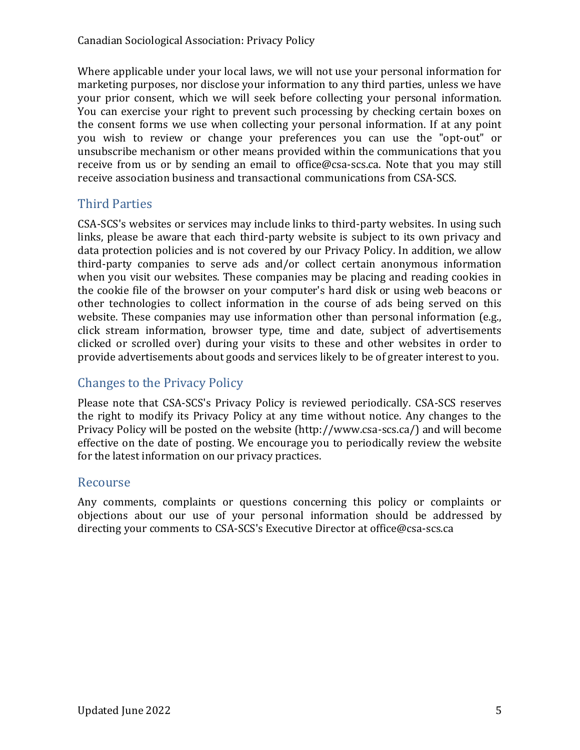Where applicable under your local laws, we will not use your personal information for marketing purposes, nor disclose your information to any third parties, unless we have your prior consent, which we will seek before collecting your personal information. You can exercise your right to prevent such processing by checking certain boxes on the consent forms we use when collecting your personal information. If at any point you wish to review or change your preferences you can use the "opt-out" or unsubscribe mechanism or other means provided within the communications that you receive from us or by sending an email to office@csa-scs.ca. Note that you may still receive association business and transactional communications from CSA-SCS.

## Third Parties

CSA-SCS's websites or services may include links to third-party websites. In using such links, please be aware that each third-party website is subject to its own privacy and data protection policies and is not covered by our Privacy Policy. In addition, we allow third-party companies to serve ads and/or collect certain anonymous information when you visit our websites. These companies may be placing and reading cookies in the cookie file of the browser on your computer's hard disk or using web beacons or other technologies to collect information in the course of ads being served on this website. These companies may use information other than personal information (e.g., click stream information, browser type, time and date, subject of advertisements clicked or scrolled over) during your visits to these and other websites in order to provide advertisements about goods and services likely to be of greater interest to you.

## Changes to the Privacy Policy

Please note that CSA-SCS's Privacy Policy is reviewed periodically. CSA-SCS reserves the right to modify its Privacy Policy at any time without notice. Any changes to the Privacy Policy will be posted on the website (http://www.csa-scs.ca/) and will become effective on the date of posting. We encourage you to periodically review the website for the latest information on our privacy practices.

## Recourse

Any comments, complaints or questions concerning this policy or complaints or objections about our use of your personal information should be addressed by directing your comments to CSA-SCS's Executive Director at office@csa-scs.ca